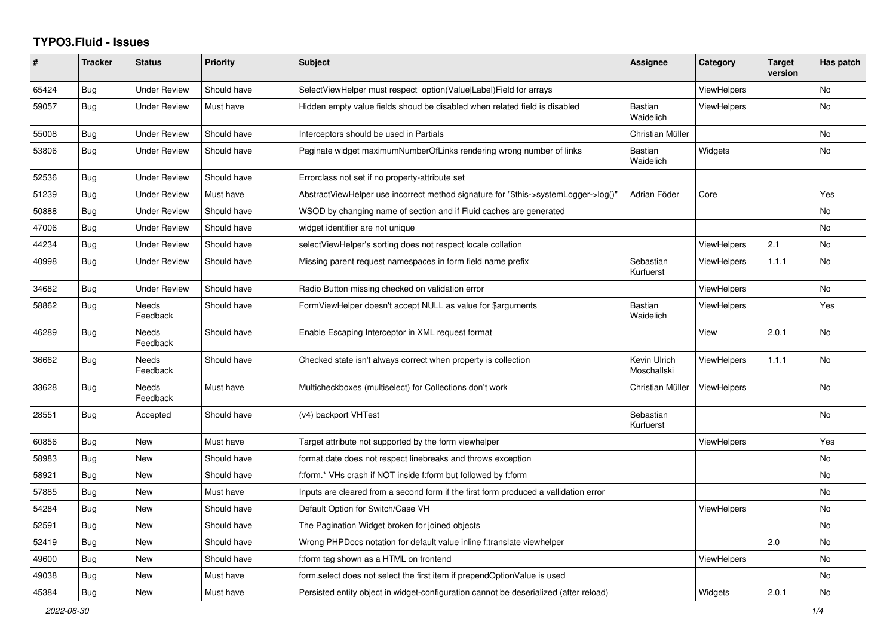# TYPO3.Fluid - Issues

| # | Tracker | Status | Priority | Subject | Assignee | Category | Target version | Has patch |
|---|---|---|---|---|---|---|---|---|
| 65424 | Bug | Under Review | Should have | SelectViewHelper must respect option(Value\|Label)Field for arrays | | ViewHelpers | | No |
| 59057 | Bug | Under Review | Must have | Hidden empty value fields shoud be disabled when related field is disabled | Bastian Waidelich | ViewHelpers | | No |
| 55008 | Bug | Under Review | Should have | Interceptors should be used in Partials | Christian Müller | | | No |
| 53806 | Bug | Under Review | Should have | Paginate widget maximumNumberOfLinks rendering wrong number of links | Bastian Waidelich | Widgets | | No |
| 52536 | Bug | Under Review | Should have | Errorclass not set if no property-attribute set | | | | |
| 51239 | Bug | Under Review | Must have | AbstractViewHelper use incorrect method signature for "$this->systemLogger->log()" | Adrian Föder | Core | | Yes |
| 50888 | Bug | Under Review | Should have | WSOD by changing name of section and if Fluid caches are generated | | | | No |
| 47006 | Bug | Under Review | Should have | widget identifier are not unique | | | | No |
| 44234 | Bug | Under Review | Should have | selectViewHelper's sorting does not respect locale collation | | ViewHelpers | 2.1 | No |
| 40998 | Bug | Under Review | Should have | Missing parent request namespaces in form field name prefix | Sebastian Kurfuerst | ViewHelpers | 1.1.1 | No |
| 34682 | Bug | Under Review | Should have | Radio Button missing checked on validation error | | ViewHelpers | | No |
| 58862 | Bug | Needs Feedback | Should have | FormViewHelper doesn't accept NULL as value for $arguments | Bastian Waidelich | ViewHelpers | | Yes |
| 46289 | Bug | Needs Feedback | Should have | Enable Escaping Interceptor in XML request format | | View | 2.0.1 | No |
| 36662 | Bug | Needs Feedback | Should have | Checked state isn't always correct when property is collection | Kevin Ulrich Moschallski | ViewHelpers | 1.1.1 | No |
| 33628 | Bug | Needs Feedback | Must have | Multicheckboxes (multiselect) for Collections don't work | Christian Müller | ViewHelpers | | No |
| 28551 | Bug | Accepted | Should have | (v4) backport VHTest | Sebastian Kurfuerst | | | No |
| 60856 | Bug | New | Must have | Target attribute not supported by the form viewhelper | | ViewHelpers | | Yes |
| 58983 | Bug | New | Should have | format.date does not respect linebreaks and throws exception | | | | No |
| 58921 | Bug | New | Should have | f:form.* VHs crash if NOT inside f:form but followed by f:form | | | | No |
| 57885 | Bug | New | Must have | Inputs are cleared from a second form if the first form produced a vallidation error | | | | No |
| 54284 | Bug | New | Should have | Default Option for Switch/Case VH | | ViewHelpers | | No |
| 52591 | Bug | New | Should have | The Pagination Widget broken for joined objects | | | | No |
| 52419 | Bug | New | Should have | Wrong PHPDocs notation for default value inline f:translate viewhelper | | | 2.0 | No |
| 49600 | Bug | New | Should have | f:form tag shown as a HTML on frontend | | ViewHelpers | | No |
| 49038 | Bug | New | Must have | form.select does not select the first item if prependOptionValue is used | | | | No |
| 45384 | Bug | New | Must have | Persisted entity object in widget-configuration cannot be deserialized (after reload) | | Widgets | 2.0.1 | No |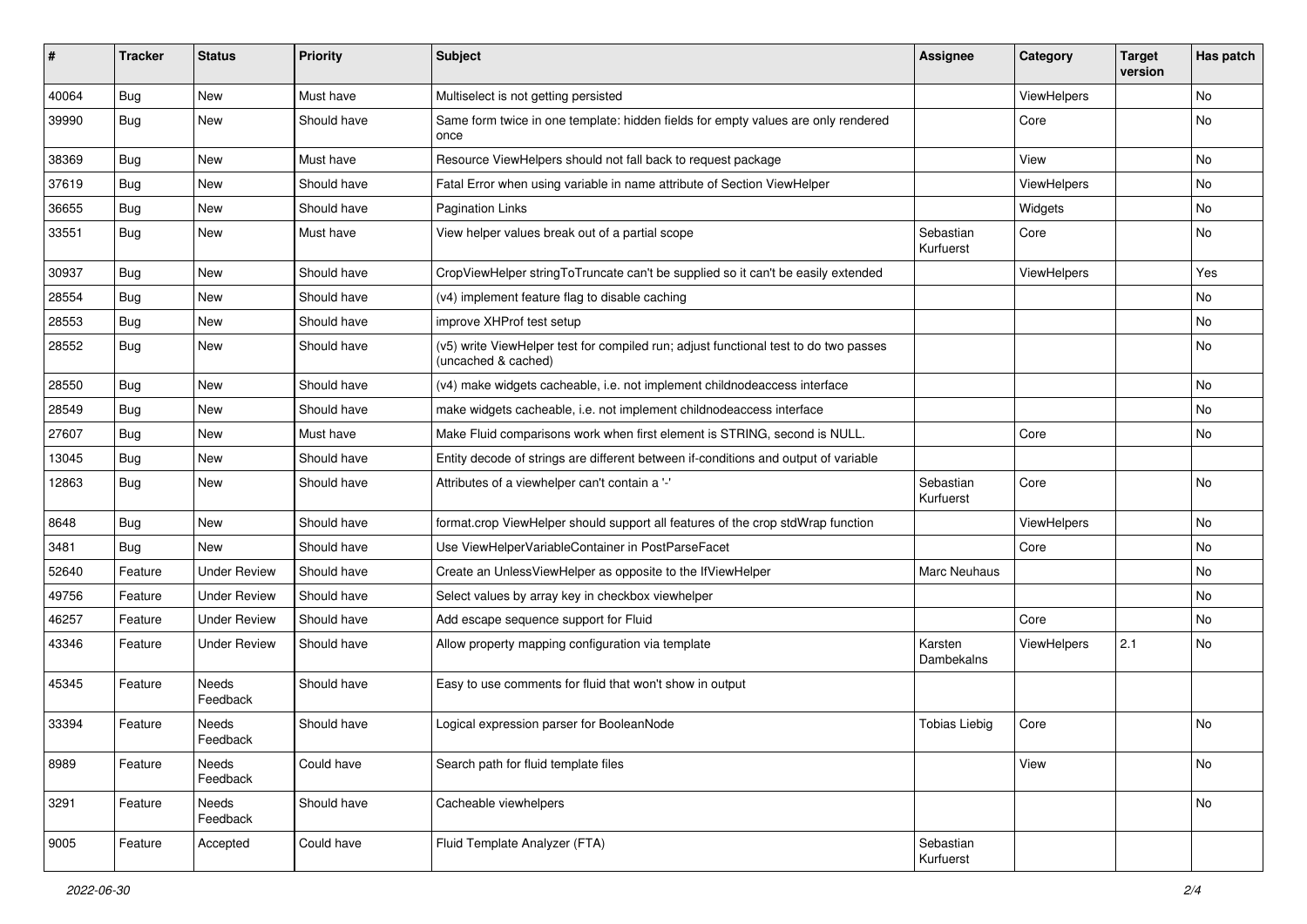| # | Tracker | Status | Priority | Subject | Assignee | Category | Target version | Has patch |
|---|---|---|---|---|---|---|---|---|
| 40064 | Bug | New | Must have | Multiselect is not getting persisted | | ViewHelpers | | No |
| 39990 | Bug | New | Should have | Same form twice in one template: hidden fields for empty values are only rendered once | | Core | | No |
| 38369 | Bug | New | Must have | Resource ViewHelpers should not fall back to request package | | View | | No |
| 37619 | Bug | New | Should have | Fatal Error when using variable in name attribute of Section ViewHelper | | ViewHelpers | | No |
| 36655 | Bug | New | Should have | Pagination Links | | Widgets | | No |
| 33551 | Bug | New | Must have | View helper values break out of a partial scope | Sebastian Kurfuerst | Core | | No |
| 30937 | Bug | New | Should have | CropViewHelper stringToTruncate can't be supplied so it can't be easily extended | | ViewHelpers | | Yes |
| 28554 | Bug | New | Should have | (v4) implement feature flag to disable caching | | | | No |
| 28553 | Bug | New | Should have | improve XHProf test setup | | | | No |
| 28552 | Bug | New | Should have | (v5) write ViewHelper test for compiled run; adjust functional test to do two passes (uncached & cached) | | | | No |
| 28550 | Bug | New | Should have | (v4) make widgets cacheable, i.e. not implement childnodeaccess interface | | | | No |
| 28549 | Bug | New | Should have | make widgets cacheable, i.e. not implement childnodeaccess interface | | | | No |
| 27607 | Bug | New | Must have | Make Fluid comparisons work when first element is STRING, second is NULL. | | Core | | No |
| 13045 | Bug | New | Should have | Entity decode of strings are different between if-conditions and output of variable | | | | |
| 12863 | Bug | New | Should have | Attributes of a viewhelper can't contain a '-' | Sebastian Kurfuerst | Core | | No |
| 8648 | Bug | New | Should have | format.crop ViewHelper should support all features of the crop stdWrap function | | ViewHelpers | | No |
| 3481 | Bug | New | Should have | Use ViewHelperVariableContainer in PostParseFacet | | Core | | No |
| 52640 | Feature | Under Review | Should have | Create an UnlessViewHelper as opposite to the IfViewHelper | Marc Neuhaus | | | No |
| 49756 | Feature | Under Review | Should have | Select values by array key in checkbox viewhelper | | | | No |
| 46257 | Feature | Under Review | Should have | Add escape sequence support for Fluid | | Core | | No |
| 43346 | Feature | Under Review | Should have | Allow property mapping configuration via template | Karsten Dambekalns | ViewHelpers | 2.1 | No |
| 45345 | Feature | Needs Feedback | Should have | Easy to use comments for fluid that won't show in output | | | | |
| 33394 | Feature | Needs Feedback | Should have | Logical expression parser for BooleanNode | Tobias Liebig | Core | | No |
| 8989 | Feature | Needs Feedback | Could have | Search path for fluid template files | | View | | No |
| 3291 | Feature | Needs Feedback | Should have | Cacheable viewhelpers | | | | No |
| 9005 | Feature | Accepted | Could have | Fluid Template Analyzer (FTA) | Sebastian Kurfuerst | | | |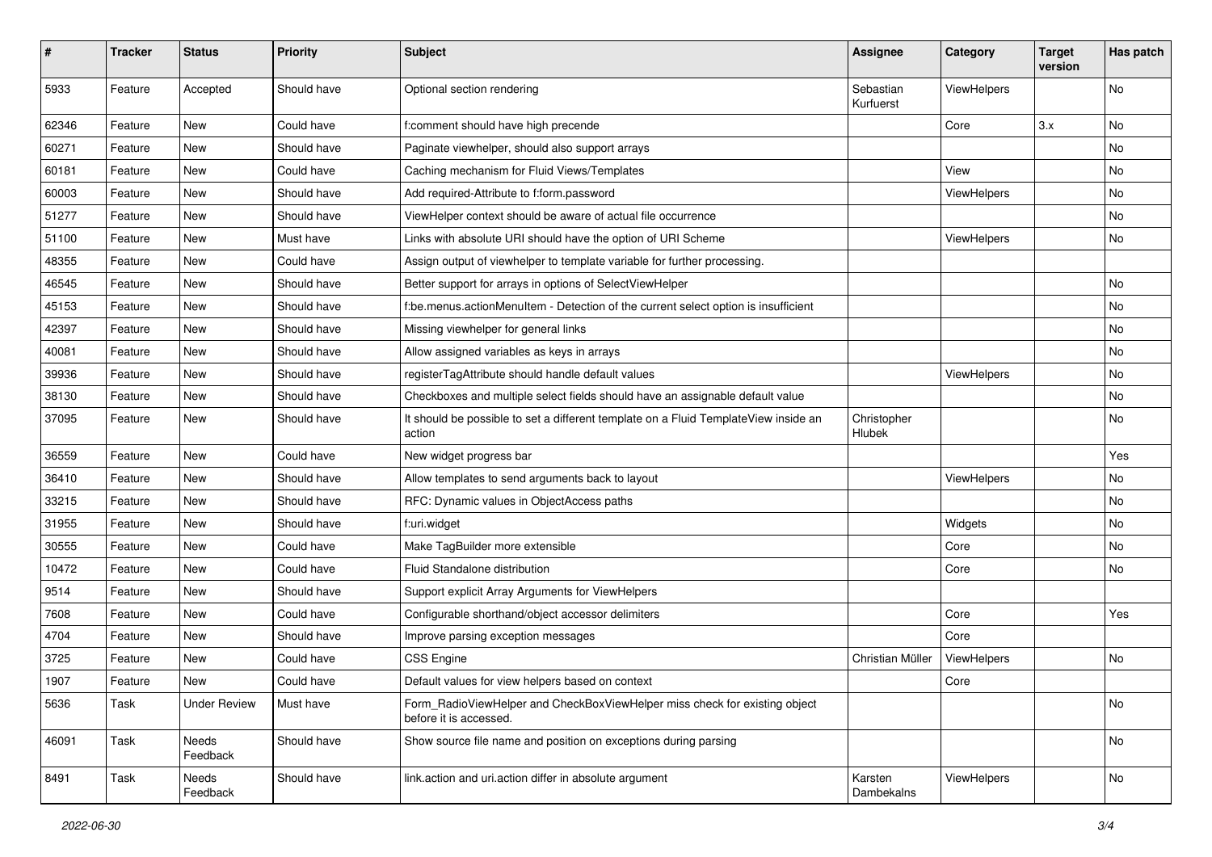| # | Tracker | Status | Priority | Subject | Assignee | Category | Target version | Has patch |
|---|---|---|---|---|---|---|---|---|
| 5933 | Feature | Accepted | Should have | Optional section rendering | Sebastian Kurfuerst | ViewHelpers | | No |
| 62346 | Feature | New | Could have | f:comment should have high precende | | Core | 3.x | No |
| 60271 | Feature | New | Should have | Paginate viewhelper, should also support arrays | | | | No |
| 60181 | Feature | New | Could have | Caching mechanism for Fluid Views/Templates | | View | | No |
| 60003 | Feature | New | Should have | Add required-Attribute to f:form.password | | ViewHelpers | | No |
| 51277 | Feature | New | Should have | ViewHelper context should be aware of actual file occurrence | | | | No |
| 51100 | Feature | New | Must have | Links with absolute URI should have the option of URI Scheme | | ViewHelpers | | No |
| 48355 | Feature | New | Could have | Assign output of viewhelper to template variable for further processing. | | | | |
| 46545 | Feature | New | Should have | Better support for arrays in options of SelectViewHelper | | | | No |
| 45153 | Feature | New | Should have | f:be.menus.actionMenuItem - Detection of the current select option is insufficient | | | | No |
| 42397 | Feature | New | Should have | Missing viewhelper for general links | | | | No |
| 40081 | Feature | New | Should have | Allow assigned variables as keys in arrays | | | | No |
| 39936 | Feature | New | Should have | registerTagAttribute should handle default values | | ViewHelpers | | No |
| 38130 | Feature | New | Should have | Checkboxes and multiple select fields should have an assignable default value | | | | No |
| 37095 | Feature | New | Should have | It should be possible to set a different template on a Fluid TemplateView inside an action | Christopher Hlubek | | | No |
| 36559 | Feature | New | Could have | New widget progress bar | | | | Yes |
| 36410 | Feature | New | Should have | Allow templates to send arguments back to layout | | ViewHelpers | | No |
| 33215 | Feature | New | Should have | RFC: Dynamic values in ObjectAccess paths | | | | No |
| 31955 | Feature | New | Should have | f:uri.widget | | Widgets | | No |
| 30555 | Feature | New | Could have | Make TagBuilder more extensible | | Core | | No |
| 10472 | Feature | New | Could have | Fluid Standalone distribution | | Core | | No |
| 9514 | Feature | New | Should have | Support explicit Array Arguments for ViewHelpers | | | | |
| 7608 | Feature | New | Could have | Configurable shorthand/object accessor delimiters | | Core | | Yes |
| 4704 | Feature | New | Should have | Improve parsing exception messages | | Core | | |
| 3725 | Feature | New | Could have | CSS Engine | Christian Müller | ViewHelpers | | No |
| 1907 | Feature | New | Could have | Default values for view helpers based on context | | Core | | |
| 5636 | Task | Under Review | Must have | Form_RadioViewHelper and CheckBoxViewHelper miss check for existing object before it is accessed. | | | | No |
| 46091 | Task | Needs Feedback | Should have | Show source file name and position on exceptions during parsing | | | | No |
| 8491 | Task | Needs Feedback | Should have | link.action and uri.action differ in absolute argument | Karsten Dambekalns | ViewHelpers | | No |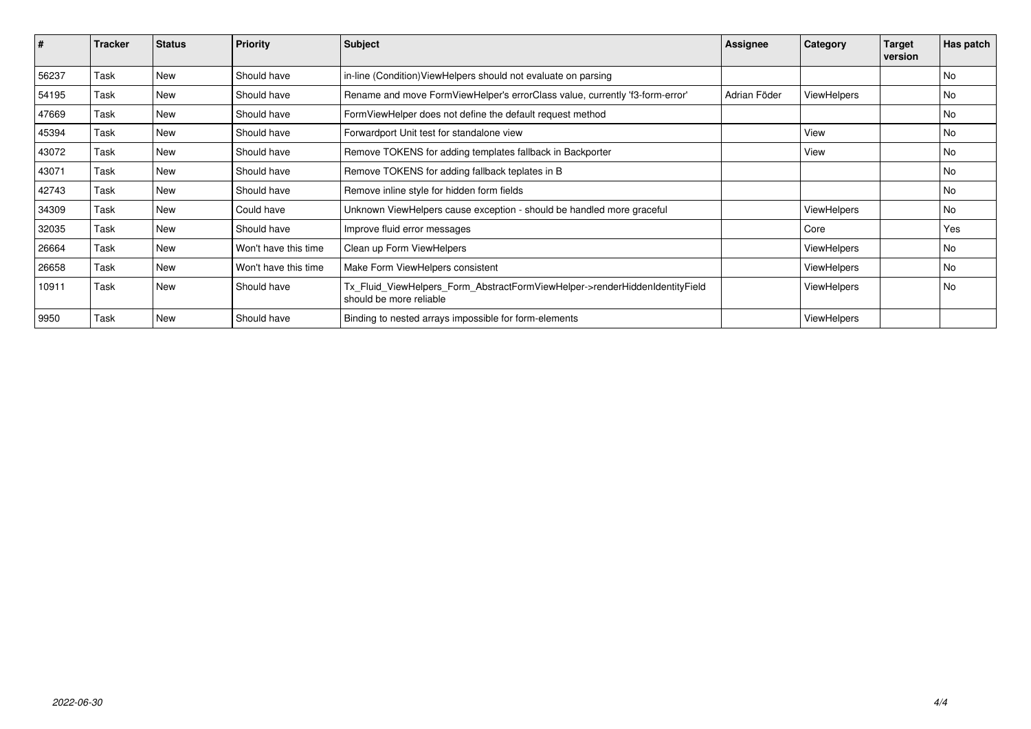| # | Tracker | Status | Priority | Subject | Assignee | Category | Target version | Has patch |
|---|---|---|---|---|---|---|---|---|
| 56237 | Task | New | Should have | in-line (Condition)ViewHelpers should not evaluate on parsing | | | | No |
| 54195 | Task | New | Should have | Rename and move FormViewHelper's errorClass value, currently 'f3-form-error' | Adrian Föder | ViewHelpers | | No |
| 47669 | Task | New | Should have | FormViewHelper does not define the default request method | | | | No |
| 45394 | Task | New | Should have | Forwardport Unit test for standalone view | | View | | No |
| 43072 | Task | New | Should have | Remove TOKENS for adding templates fallback in Backporter | | View | | No |
| 43071 | Task | New | Should have | Remove TOKENS for adding fallback teplates in B | | | | No |
| 42743 | Task | New | Should have | Remove inline style for hidden form fields | | | | No |
| 34309 | Task | New | Could have | Unknown ViewHelpers cause exception - should be handled more graceful | | ViewHelpers | | No |
| 32035 | Task | New | Should have | Improve fluid error messages | | Core | | Yes |
| 26664 | Task | New | Won't have this time | Clean up Form ViewHelpers | | ViewHelpers | | No |
| 26658 | Task | New | Won't have this time | Make Form ViewHelpers consistent | | ViewHelpers | | No |
| 10911 | Task | New | Should have | Tx_Fluid_ViewHelpers_Form_AbstractFormViewHelper->renderHiddenIdentityField should be more reliable | | ViewHelpers | | No |
| 9950 | Task | New | Should have | Binding to nested arrays impossible for form-elements | | ViewHelpers | | |

2022-06-30